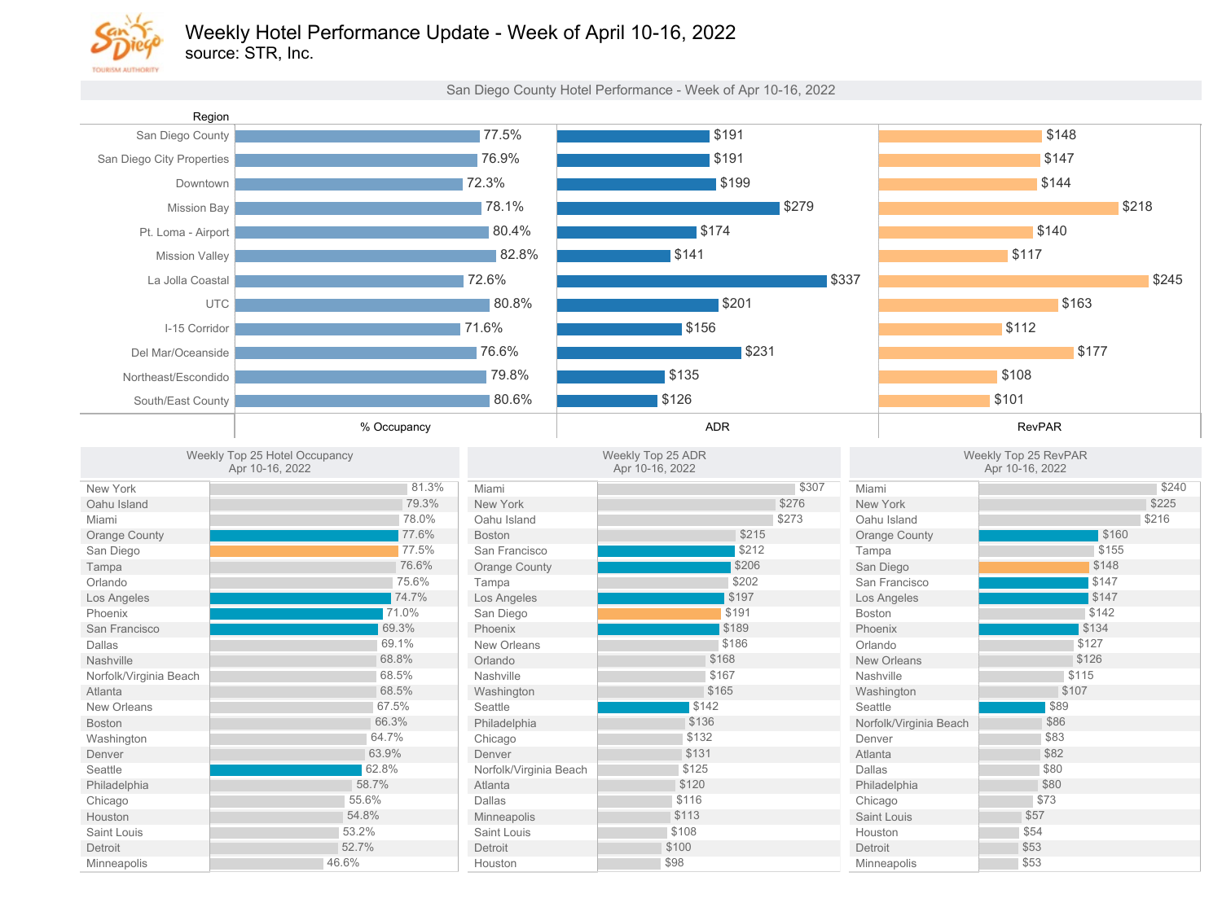# Weekly Hotel Performance Update - Week of April 10-16, 2022

source: STR, Inc.

## San Diego County Hotel Performance - Week of Apr 10-16, 2022

| Region | % Occupancy | ADR | RevPAR |
|---|---|---|---|
| San Diego County | 77.5% | $191 | $148 |
| San Diego City Properties | 76.9% | $191 | $147 |
| Downtown | 72.3% | $199 | $144 |
| Mission Bay | 78.1% | $279 | $218 |
| Pt. Loma - Airport | 80.4% | $174 | $140 |
| Mission Valley | 82.8% | $141 | $117 |
| La Jolla Coastal | 72.6% | $337 | $245 |
| UTC | 80.8% | $201 | $163 |
| I-15 Corridor | 71.6% | $156 | $112 |
| Del Mar/Oceanside | 76.6% | $231 | $177 |
| Northeast/Escondido | 79.8% | $135 | $108 |
| South/East County | 80.6% | $126 | $101 |

## Weekly Top 25 Hotel Occupancy Apr 10-16, 2022

| Market | Occupancy |
|---|---|
| New York | 81.3% |
| Oahu Island | 79.3% |
| Miami | 78.0% |
| Orange County | 77.6% |
| San Diego | 77.5% |
| Tampa | 76.6% |
| Orlando | 75.6% |
| Los Angeles | 74.7% |
| Phoenix | 71.0% |
| San Francisco | 69.3% |
| Dallas | 69.1% |
| Nashville | 68.8% |
| Norfolk/Virginia Beach | 68.5% |
| Atlanta | 68.5% |
| New Orleans | 67.5% |
| Boston | 66.3% |
| Washington | 64.7% |
| Denver | 63.9% |
| Seattle | 62.8% |
| Philadelphia | 58.7% |
| Chicago | 55.6% |
| Houston | 54.8% |
| Saint Louis | 53.2% |
| Detroit | 52.7% |
| Minneapolis | 46.6% |

## Weekly Top 25 ADR Apr 10-16, 2022

| Market | ADR |
|---|---|
| Miami | $307 |
| New York | $276 |
| Oahu Island | $273 |
| Boston | $215 |
| San Francisco | $212 |
| Orange County | $206 |
| Tampa | $202 |
| Los Angeles | $197 |
| San Diego | $191 |
| Phoenix | $189 |
| New Orleans | $186 |
| Orlando | $168 |
| Nashville | $167 |
| Washington | $165 |
| Seattle | $142 |
| Philadelphia | $136 |
| Chicago | $132 |
| Denver | $131 |
| Norfolk/Virginia Beach | $125 |
| Atlanta | $120 |
| Dallas | $116 |
| Minneapolis | $113 |
| Saint Louis | $108 |
| Detroit | $100 |
| Houston | $98 |

## Weekly Top 25 RevPAR Apr 10-16, 2022

| Market | RevPAR |
|---|---|
| Miami | $240 |
| New York | $225 |
| Oahu Island | $216 |
| Orange County | $160 |
| Tampa | $155 |
| San Diego | $148 |
| San Francisco | $147 |
| Los Angeles | $147 |
| Boston | $142 |
| Phoenix | $134 |
| Orlando | $127 |
| New Orleans | $126 |
| Nashville | $115 |
| Washington | $107 |
| Seattle | $89 |
| Norfolk/Virginia Beach | $86 |
| Denver | $83 |
| Atlanta | $82 |
| Dallas | $80 |
| Philadelphia | $80 |
| Chicago | $73 |
| Saint Louis | $57 |
| Houston | $54 |
| Detroit | $53 |
| Minneapolis | $53 |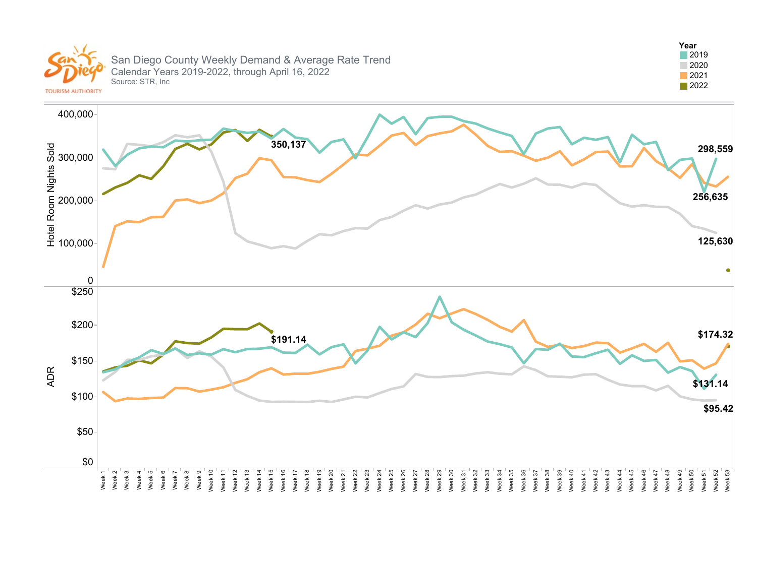# San Diego County Weekly Demand & Average Rate Trend

Calendar Years 2019-2022, through April 16, 2022

Source: STR, Inc

San Diego TOURISM AUTHORITY

**Year**
- 2019
- 2020
- 2021
- 2022

Hotel Room Nights Sold

400,000
300,000
200,000
100,000
0

**350,137**
**298,559**
**256,635**
**125,630**

ADR

$250
$200
$150
$100
$50
$0

**$191.14**
**$174.32**
**$131.14**
**$95.42**

Week 1, Week 2, Week 3, Week 4, Week 5, Week 6, Week 7, Week 8, Week 9, Week 10, Week 11, Week 12, Week 13, Week 14, Week 15, Week 16, Week 17, Week 18, Week 19, Week 20, Week 21, Week 22, Week 23, Week 24, Week 25, Week 26, Week 27, Week 28, Week 29, Week 30, Week 31, Week 32, Week 33, Week 34, Week 35, Week 36, Week 37, Week 38, Week 39, Week 40, Week 41, Week 42, Week 43, Week 44, Week 45, Week 46, Week 47, Week 48, Week 49, Week 50, Week 51, Week 52, Week 53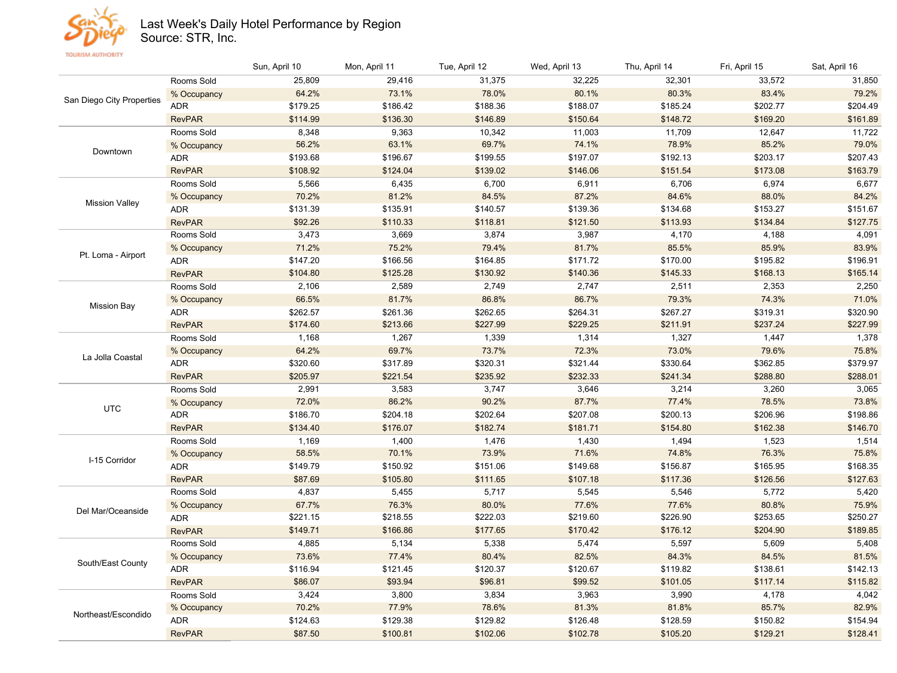# Last Week's Daily Hotel Performance by Region

Source: STR, Inc.

| Region | Metric | Sun, April 10 | Mon, April 11 | Tue, April 12 | Wed, April 13 | Thu, April 14 | Fri, April 15 | Sat, April 16 |
|---|---|---|---|---|---|---|---|---|
| San Diego City Properties | Rooms Sold | 25,809 | 29,416 | 31,375 | 32,225 | 32,301 | 33,572 | 31,850 |
| | % Occupancy | 64.2% | 73.1% | 78.0% | 80.1% | 80.3% | 83.4% | 79.2% |
| | ADR | $179.25 | $186.42 | $188.36 | $188.07 | $185.24 | $202.77 | $204.49 |
| | RevPAR | $114.99 | $136.30 | $146.89 | $150.64 | $148.72 | $169.20 | $161.89 |
| Downtown | Rooms Sold | 8,348 | 9,363 | 10,342 | 11,003 | 11,709 | 12,647 | 11,722 |
| | % Occupancy | 56.2% | 63.1% | 69.7% | 74.1% | 78.9% | 85.2% | 79.0% |
| | ADR | $193.68 | $196.67 | $199.55 | $197.07 | $192.13 | $203.17 | $207.43 |
| | RevPAR | $108.92 | $124.04 | $139.02 | $146.06 | $151.54 | $173.08 | $163.79 |
| Mission Valley | Rooms Sold | 5,566 | 6,435 | 6,700 | 6,911 | 6,706 | 6,974 | 6,677 |
| | % Occupancy | 70.2% | 81.2% | 84.5% | 87.2% | 84.6% | 88.0% | 84.2% |
| | ADR | $131.39 | $135.91 | $140.57 | $139.36 | $134.68 | $153.27 | $151.67 |
| | RevPAR | $92.26 | $110.33 | $118.81 | $121.50 | $113.93 | $134.84 | $127.75 |
| Pt. Loma - Airport | Rooms Sold | 3,473 | 3,669 | 3,874 | 3,987 | 4,170 | 4,188 | 4,091 |
| | % Occupancy | 71.2% | 75.2% | 79.4% | 81.7% | 85.5% | 85.9% | 83.9% |
| | ADR | $147.20 | $166.56 | $164.85 | $171.72 | $170.00 | $195.82 | $196.91 |
| | RevPAR | $104.80 | $125.28 | $130.92 | $140.36 | $145.33 | $168.13 | $165.14 |
| Mission Bay | Rooms Sold | 2,106 | 2,589 | 2,749 | 2,747 | 2,511 | 2,353 | 2,250 |
| | % Occupancy | 66.5% | 81.7% | 86.8% | 86.7% | 79.3% | 74.3% | 71.0% |
| | ADR | $262.57 | $261.36 | $262.65 | $264.31 | $267.27 | $319.31 | $320.90 |
| | RevPAR | $174.60 | $213.66 | $227.99 | $229.25 | $211.91 | $237.24 | $227.99 |
| La Jolla Coastal | Rooms Sold | 1,168 | 1,267 | 1,339 | 1,314 | 1,327 | 1,447 | 1,378 |
| | % Occupancy | 64.2% | 69.7% | 73.7% | 72.3% | 73.0% | 79.6% | 75.8% |
| | ADR | $320.60 | $317.89 | $320.31 | $321.44 | $330.64 | $362.85 | $379.97 |
| | RevPAR | $205.97 | $221.54 | $235.92 | $232.33 | $241.34 | $288.80 | $288.01 |
| UTC | Rooms Sold | 2,991 | 3,583 | 3,747 | 3,646 | 3,214 | 3,260 | 3,065 |
| | % Occupancy | 72.0% | 86.2% | 90.2% | 87.7% | 77.4% | 78.5% | 73.8% |
| | ADR | $186.70 | $204.18 | $202.64 | $207.08 | $200.13 | $206.96 | $198.86 |
| | RevPAR | $134.40 | $176.07 | $182.74 | $181.71 | $154.80 | $162.38 | $146.70 |
| I-15 Corridor | Rooms Sold | 1,169 | 1,400 | 1,476 | 1,430 | 1,494 | 1,523 | 1,514 |
| | % Occupancy | 58.5% | 70.1% | 73.9% | 71.6% | 74.8% | 76.3% | 75.8% |
| | ADR | $149.79 | $150.92 | $151.06 | $149.68 | $156.87 | $165.95 | $168.35 |
| | RevPAR | $87.69 | $105.80 | $111.65 | $107.18 | $117.36 | $126.56 | $127.63 |
| Del Mar/Oceanside | Rooms Sold | 4,837 | 5,455 | 5,717 | 5,545 | 5,546 | 5,772 | 5,420 |
| | % Occupancy | 67.7% | 76.3% | 80.0% | 77.6% | 77.6% | 80.8% | 75.9% |
| | ADR | $221.15 | $218.55 | $222.03 | $219.60 | $226.90 | $253.65 | $250.27 |
| | RevPAR | $149.71 | $166.86 | $177.65 | $170.42 | $176.12 | $204.90 | $189.85 |
| South/East County | Rooms Sold | 4,885 | 5,134 | 5,338 | 5,474 | 5,597 | 5,609 | 5,408 |
| | % Occupancy | 73.6% | 77.4% | 80.4% | 82.5% | 84.3% | 84.5% | 81.5% |
| | ADR | $116.94 | $121.45 | $120.37 | $120.67 | $119.82 | $138.61 | $142.13 |
| | RevPAR | $86.07 | $93.94 | $96.81 | $99.52 | $101.05 | $117.14 | $115.82 |
| Northeast/Escondido | Rooms Sold | 3,424 | 3,800 | 3,834 | 3,963 | 3,990 | 4,178 | 4,042 |
| | % Occupancy | 70.2% | 77.9% | 78.6% | 81.3% | 81.8% | 85.7% | 82.9% |
| | ADR | $124.63 | $129.38 | $129.82 | $126.48 | $128.59 | $150.82 | $154.94 |
| | RevPAR | $87.50 | $100.81 | $102.06 | $102.78 | $105.20 | $129.21 | $128.41 |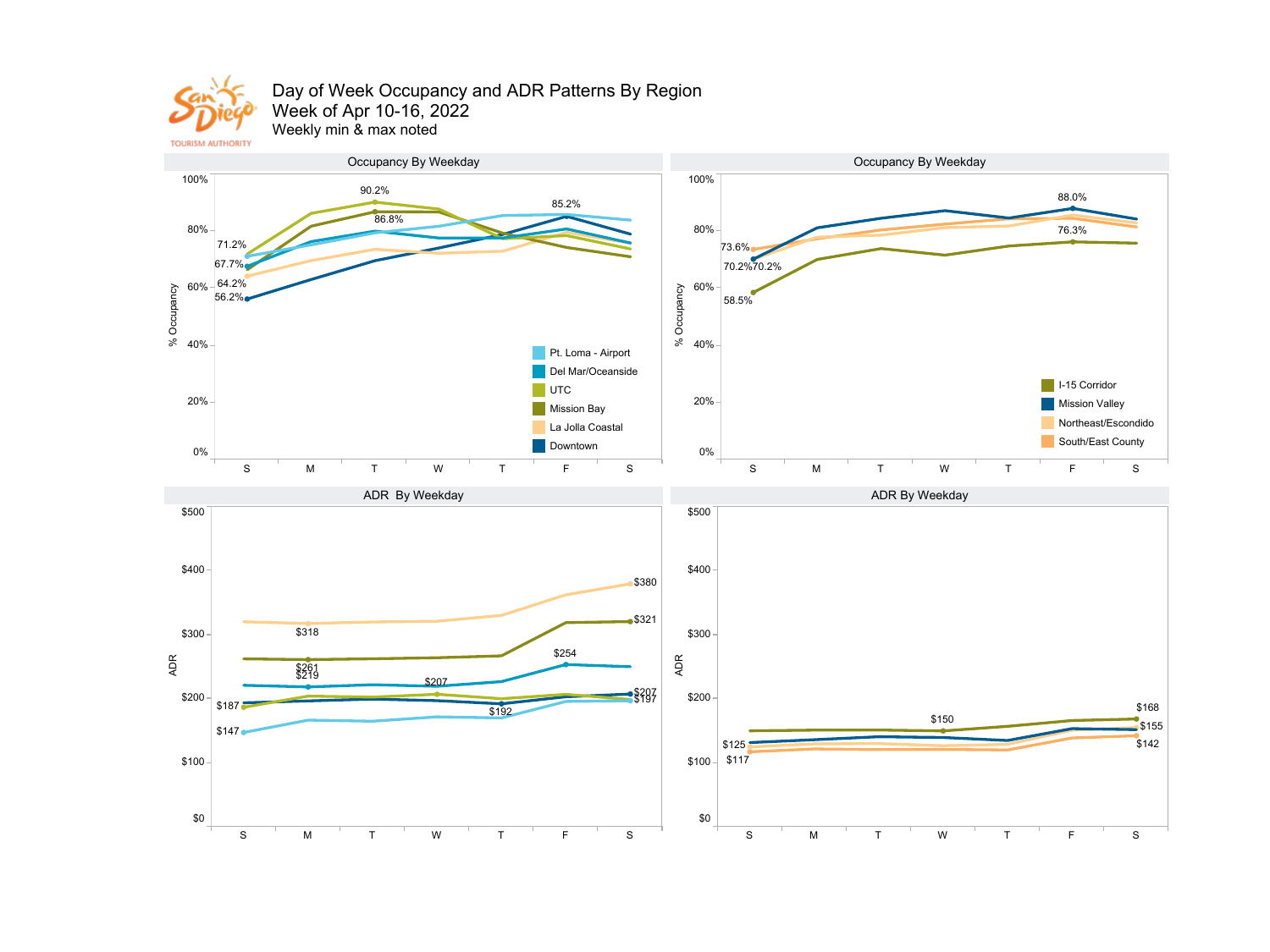# Day of Week Occupancy and ADR Patterns By Region

## Week of Apr 10-16, 2022

Weekly min & max noted

### Occupancy By Weekday

% Occupancy

Legend: Pt. Loma - Airport, Del Mar/Oceanside, UTC, Mission Bay, La Jolla Coastal, Downtown

Noted values: 71.2%, 67.7%, 64.2%, 56.2%, 90.2%, 86.8%, 85.2%

S M T W T F S

### Occupancy By Weekday

% Occupancy

Legend: I-15 Corridor, Mission Valley, Northeast/Escondido, South/East County

Noted values: 73.6%, 70.2%, 70.2%, 58.5%, 88.0%, 76.3%

S M T W T F S

### ADR By Weekday

ADR

Noted values: $318, $261, $219, $187, $147, $207, $192, $254, $380, $321, $207, $197

S M T W T F S

### ADR By Weekday

ADR

Noted values: $125, $117, $150, $168, $155, $142

S M T W T F S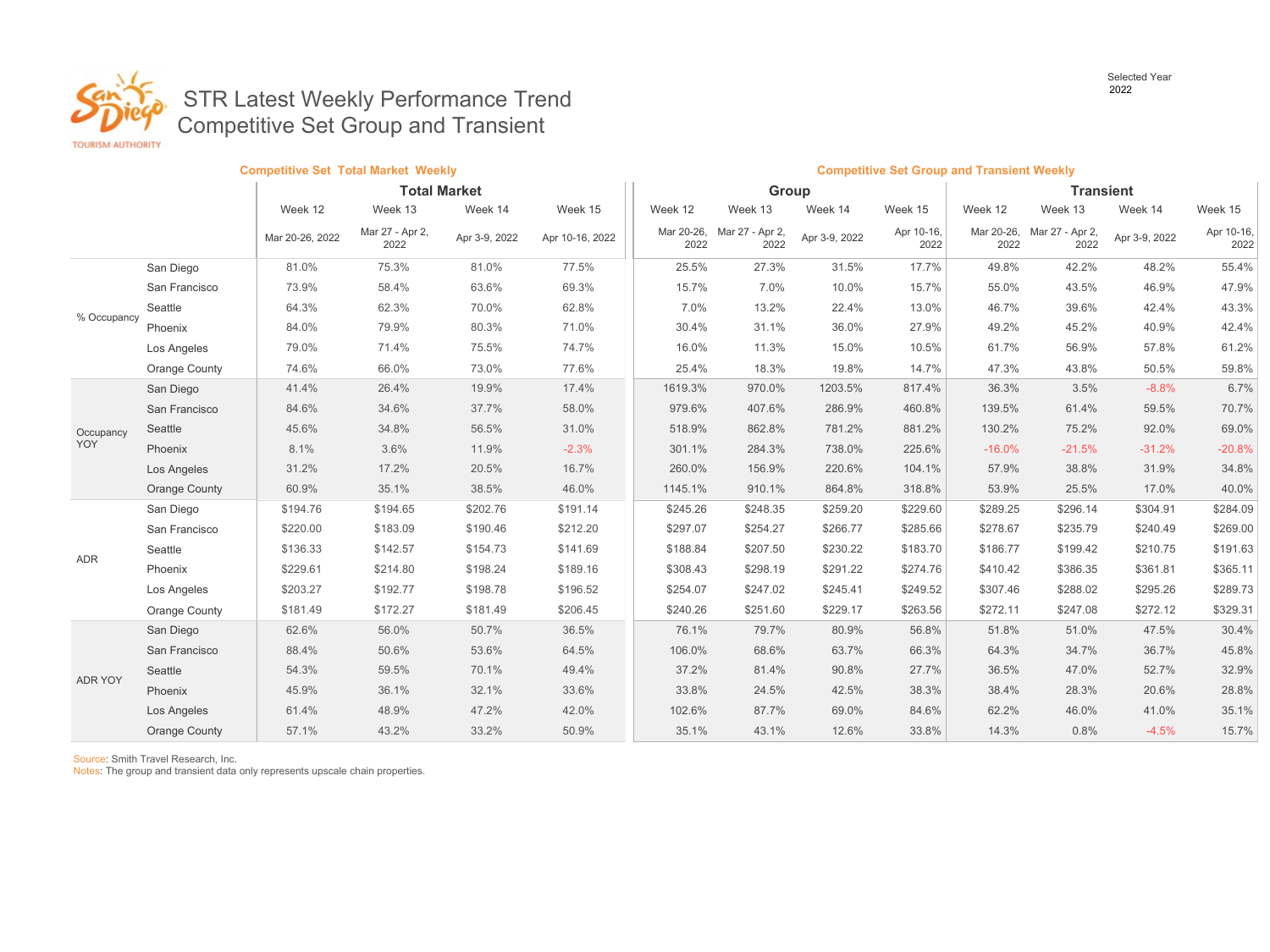Selected Year
2022

# STR Latest Weekly Performance Trend
## Competitive Set Group and Transient

**Competitive Set Total Market Weekly** | **Competitive Set Group and Transient Weekly**

| | | Total Market | | | | Group | | | | Transient | | | |
|---|---|---|---|---|---|---|---|---|---|---|---|---|---|
| | | Week 12 | Week 13 | Week 14 | Week 15 | Week 12 | Week 13 | Week 14 | Week 15 | Week 12 | Week 13 | Week 14 | Week 15 |
| | | Mar 20-26, 2022 | Mar 27 - Apr 2, 2022 | Apr 3-9, 2022 | Apr 10-16, 2022 | Mar 20-26, 2022 | Mar 27 - Apr 2, 2022 | Apr 3-9, 2022 | Apr 10-16, 2022 | Mar 20-26, 2022 | Mar 27 - Apr 2, 2022 | Apr 3-9, 2022 | Apr 10-16, 2022 |
| % Occupancy | San Diego | 81.0% | 75.3% | 81.0% | 77.5% | 25.5% | 27.3% | 31.5% | 17.7% | 49.8% | 42.2% | 48.2% | 55.4% |
| | San Francisco | 73.9% | 58.4% | 63.6% | 69.3% | 15.7% | 7.0% | 10.0% | 15.7% | 55.0% | 43.5% | 46.9% | 47.9% |
| | Seattle | 64.3% | 62.3% | 70.0% | 62.8% | 7.0% | 13.2% | 22.4% | 13.0% | 46.7% | 39.6% | 42.4% | 43.3% |
| | Phoenix | 84.0% | 79.9% | 80.3% | 71.0% | 30.4% | 31.1% | 36.0% | 27.9% | 49.2% | 45.2% | 40.9% | 42.4% |
| | Los Angeles | 79.0% | 71.4% | 75.5% | 74.7% | 16.0% | 11.3% | 15.0% | 10.5% | 61.7% | 56.9% | 57.8% | 61.2% |
| | Orange County | 74.6% | 66.0% | 73.0% | 77.6% | 25.4% | 18.3% | 19.8% | 14.7% | 47.3% | 43.8% | 50.5% | 59.8% |
| Occupancy YOY | San Diego | 41.4% | 26.4% | 19.9% | 17.4% | 1619.3% | 970.0% | 1203.5% | 817.4% | 36.3% | 3.5% | -8.8% | 6.7% |
| | San Francisco | 84.6% | 34.6% | 37.7% | 58.0% | 979.6% | 407.6% | 286.9% | 460.8% | 139.5% | 61.4% | 59.5% | 70.7% |
| | Seattle | 45.6% | 34.8% | 56.5% | 31.0% | 518.9% | 862.8% | 781.2% | 881.2% | 130.2% | 75.2% | 92.0% | 69.0% |
| | Phoenix | 8.1% | 3.6% | 11.9% | -2.3% | 301.1% | 284.3% | 738.0% | 225.6% | -16.0% | -21.5% | -31.2% | -20.8% |
| | Los Angeles | 31.2% | 17.2% | 20.5% | 16.7% | 260.0% | 156.9% | 220.6% | 104.1% | 57.9% | 38.8% | 31.9% | 34.8% |
| | Orange County | 60.9% | 35.1% | 38.5% | 46.0% | 1145.1% | 910.1% | 864.8% | 318.8% | 53.9% | 25.5% | 17.0% | 40.0% |
| ADR | San Diego | $194.76 | $194.65 | $202.76 | $191.14 | $245.26 | $248.35 | $259.20 | $229.60 | $289.25 | $296.14 | $304.91 | $284.09 |
| | San Francisco | $220.00 | $183.09 | $190.46 | $212.20 | $297.07 | $254.27 | $266.77 | $285.66 | $278.67 | $235.79 | $240.49 | $269.00 |
| | Seattle | $136.33 | $142.57 | $154.73 | $141.69 | $188.84 | $207.50 | $230.22 | $183.70 | $186.77 | $199.42 | $210.75 | $191.63 |
| | Phoenix | $229.61 | $214.80 | $198.24 | $189.16 | $308.43 | $298.19 | $291.22 | $274.76 | $410.42 | $386.35 | $361.81 | $365.11 |
| | Los Angeles | $203.27 | $192.77 | $198.78 | $196.52 | $254.07 | $247.02 | $245.41 | $249.52 | $307.46 | $288.02 | $295.26 | $289.73 |
| | Orange County | $181.49 | $172.27 | $181.49 | $206.45 | $240.26 | $251.60 | $229.17 | $263.56 | $272.11 | $247.08 | $272.12 | $329.31 |
| ADR YOY | San Diego | 62.6% | 56.0% | 50.7% | 36.5% | 76.1% | 79.7% | 80.9% | 56.8% | 51.8% | 51.0% | 47.5% | 30.4% |
| | San Francisco | 88.4% | 50.6% | 53.6% | 64.5% | 106.0% | 68.6% | 63.7% | 66.3% | 64.3% | 34.7% | 36.7% | 45.8% |
| | Seattle | 54.3% | 59.5% | 70.1% | 49.4% | 37.2% | 81.4% | 90.8% | 27.7% | 36.5% | 47.0% | 52.7% | 32.9% |
| | Phoenix | 45.9% | 36.1% | 32.1% | 33.6% | 33.8% | 24.5% | 42.5% | 38.3% | 38.4% | 28.3% | 20.6% | 28.8% |
| | Los Angeles | 61.4% | 48.9% | 47.2% | 42.0% | 102.6% | 87.7% | 69.0% | 84.6% | 62.2% | 46.0% | 41.0% | 35.1% |
| | Orange County | 57.1% | 43.2% | 33.2% | 50.9% | 35.1% | 43.1% | 12.6% | 33.8% | 14.3% | 0.8% | -4.5% | 15.7% |

Source: Smith Travel Research, Inc.
Notes: The group and transient data only represents upscale chain properties.